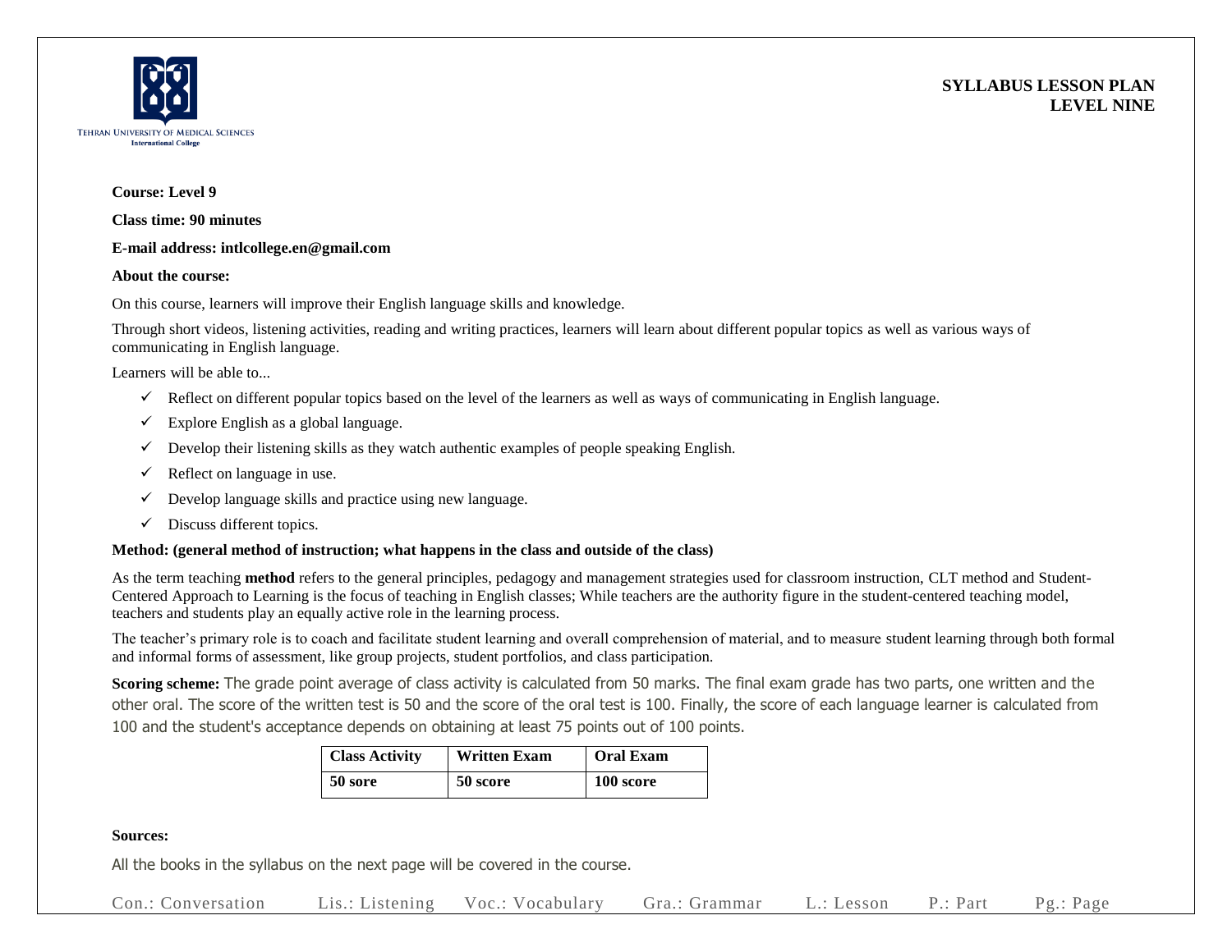TEHRAN UNIVERSITY OF MEDICAL SCIENCES
International College

**SYLLABUS LESSON PLAN**
**LEVEL NINE**

**Course: Level 9**

**Class time: 90 minutes**

**E-mail address: intlcollege.en@gmail.com**

**About the course:**

On this course, learners will improve their English language skills and knowledge.

Through short videos, listening activities, reading and writing practices, learners will learn about different popular topics as well as various ways of communicating in English language.

Learners will be able to...

- ✓ Reflect on different popular topics based on the level of the learners as well as ways of communicating in English language.
- ✓ Explore English as a global language.
- ✓ Develop their listening skills as they watch authentic examples of people speaking English.
- ✓ Reflect on language in use.
- ✓ Develop language skills and practice using new language.
- ✓ Discuss different topics.

**Method: (general method of instruction; what happens in the class and outside of the class)**

As the term teaching **method** refers to the general principles, pedagogy and management strategies used for classroom instruction, CLT method and Student-Centered Approach to Learning is the focus of teaching in English classes; While teachers are the authority figure in the student-centered teaching model, teachers and students play an equally active role in the learning process.

The teacher's primary role is to coach and facilitate student learning and overall comprehension of material, and to measure student learning through both formal and informal forms of assessment, like group projects, student portfolios, and class participation.

**Scoring scheme:** The grade point average of class activity is calculated from 50 marks. The final exam grade has two parts, one written and the other oral. The score of the written test is 50 and the score of the oral test is 100. Finally, the score of each language learner is calculated from 100 and the student's acceptance depends on obtaining at least 75 points out of 100 points.

| Class Activity | Written Exam | Oral Exam |
|---|---|---|
| 50 sore | 50 score | 100 score |

**Sources:**

All the books in the syllabus on the next page will be covered in the course.

Con.: Conversation    Lis.: Listening    Voc.: Vocabulary    Gra.: Grammar    L.: Lesson    P.: Part    Pg.: Page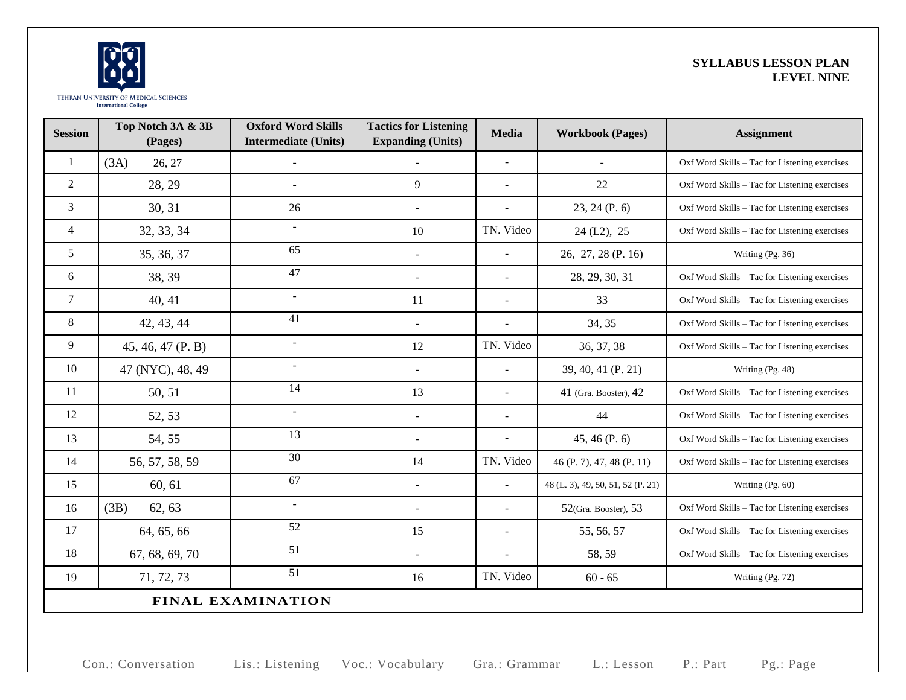TEHRAN UNIVERSITY OF MEDICAL SCIENCES
International College

**SYLLABUS LESSON PLAN**
**LEVEL NINE**

| Session | Top Notch 3A & 3B (Pages) | Oxford Word Skills Intermediate (Units) | Tactics for Listening Expanding (Units) | Media | Workbook (Pages) | Assignment |
|---|---|---|---|---|---|---|
| 1 | (3A) 26, 27 | - | - | - | - | Oxf Word Skills – Tac for Listening exercises |
| 2 | 28, 29 | - | 9 | - | 22 | Oxf Word Skills – Tac for Listening exercises |
| 3 | 30, 31 | 26 | - | - | 23, 24 (P. 6) | Oxf Word Skills – Tac for Listening exercises |
| 4 | 32, 33, 34 | - | 10 | TN. Video | 24 (L2), 25 | Oxf Word Skills – Tac for Listening exercises |
| 5 | 35, 36, 37 | 65 | - | - | 26, 27, 28 (P. 16) | Writing (Pg. 36) |
| 6 | 38, 39 | 47 | - | - | 28, 29, 30, 31 | Oxf Word Skills – Tac for Listening exercises |
| 7 | 40, 41 | - | 11 | - | 33 | Oxf Word Skills – Tac for Listening exercises |
| 8 | 42, 43, 44 | 41 | - | - | 34, 35 | Oxf Word Skills – Tac for Listening exercises |
| 9 | 45, 46, 47 (P. B) | - | 12 | TN. Video | 36, 37, 38 | Oxf Word Skills – Tac for Listening exercises |
| 10 | 47 (NYC), 48, 49 | - | - | - | 39, 40, 41 (P. 21) | Writing (Pg. 48) |
| 11 | 50, 51 | 14 | 13 | - | 41 (Gra. Booster), 42 | Oxf Word Skills – Tac for Listening exercises |
| 12 | 52, 53 | - | - | - | 44 | Oxf Word Skills – Tac for Listening exercises |
| 13 | 54, 55 | 13 | - | - | 45, 46 (P. 6) | Oxf Word Skills – Tac for Listening exercises |
| 14 | 56, 57, 58, 59 | 30 | 14 | TN. Video | 46 (P. 7), 47, 48 (P. 11) | Oxf Word Skills – Tac for Listening exercises |
| 15 | 60, 61 | 67 | - | - | 48 (L. 3), 49, 50, 51, 52 (P. 21) | Writing (Pg. 60) |
| 16 | (3B) 62, 63 | - | - | - | 52(Gra. Booster), 53 | Oxf Word Skills – Tac for Listening exercises |
| 17 | 64, 65, 66 | 52 | 15 | - | 55, 56, 57 | Oxf Word Skills – Tac for Listening exercises |
| 18 | 67, 68, 69, 70 | 51 | - | - | 58, 59 | Oxf Word Skills – Tac for Listening exercises |
| 19 | 71, 72, 73 | 51 | 16 | TN. Video | 60 - 65 | Writing (Pg. 72) |
| **FINAL EXAMINATION** | | | | | | |

Con.: Conversation    Lis.: Listening    Voc.: Vocabulary    Gra.: Grammar    L.: Lesson    P.: Part    Pg.: Page